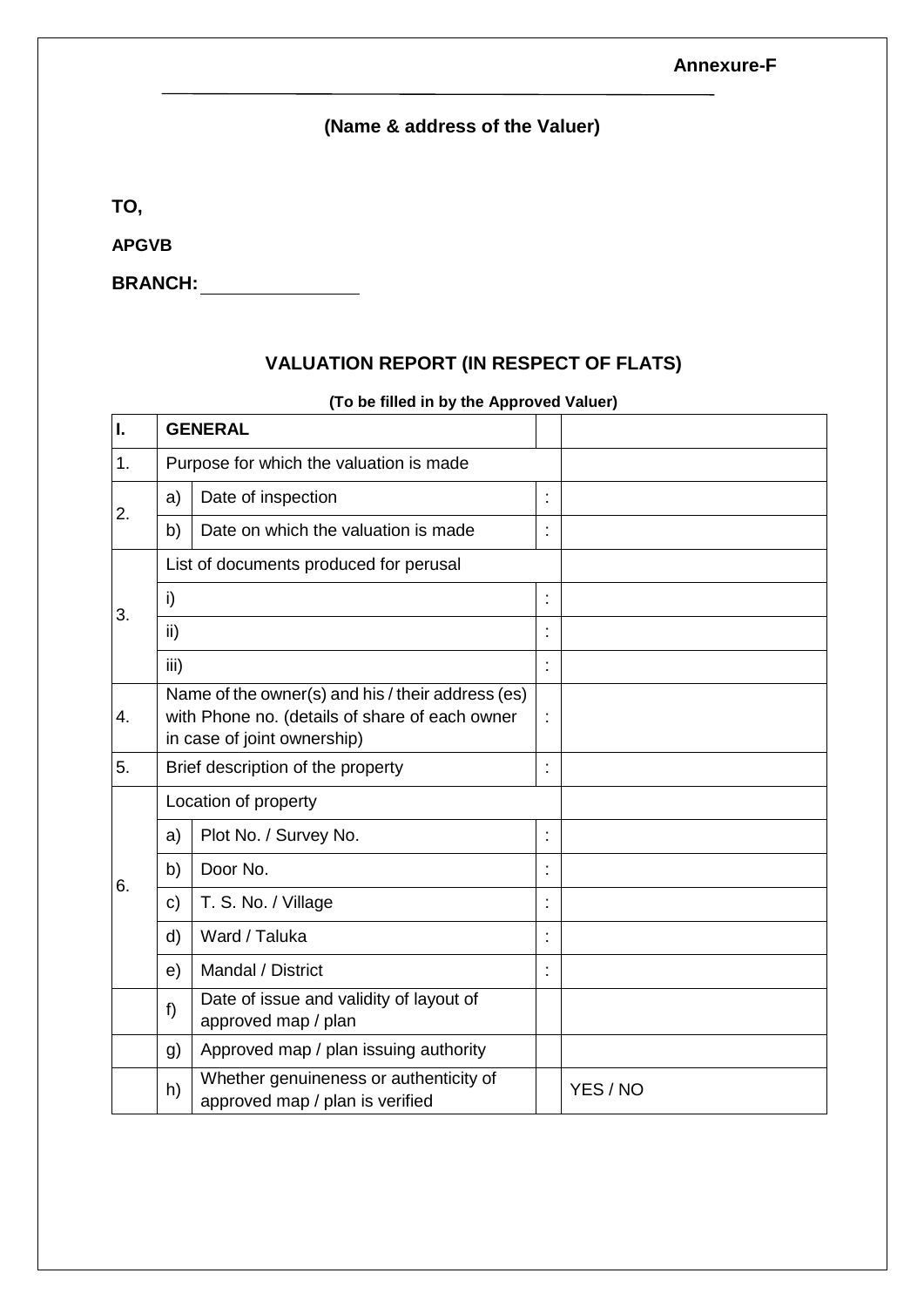**Annexure-F**

---

**(Name & address of the Valuer)**

**TO,**

**APGVB**

**BRANCH:** \_\_\_\_\_\_\_\_\_\_\_\_\_\_\_\_

## VALUATION REPORT (IN RESPECT OF FLATS)

**(To be filled in by the Approved Valuer)**

| **I.** | **GENERAL** | | | |
|---|---|---|---|---|
| 1. | Purpose for which the valuation is made | | | |
| 2. | a) | Date of inspection | : | |
| | b) | Date on which the valuation is made | : | |
| 3. | List of documents produced for perusal | | | |
| | i) | | : | |
| | ii) | | : | |
| | iii) | | : | |
| 4. | Name of the owner(s) and his / their address (es) with Phone no. (details of share of each owner in case of joint ownership) | | : | |
| 5. | Brief description of the property | | : | |
| 6. | Location of property | | | |
| | a) | Plot No. / Survey No. | : | |
| | b) | Door No. | : | |
| | c) | T. S. No. / Village | : | |
| | d) | Ward / Taluka | : | |
| | e) | Mandal / District | : | |
| | f) | Date of issue and validity of layout of approved map / plan | | |
| | g) | Approved map / plan issuing authority | | |
| | h) | Whether genuineness or authenticity of approved map / plan is verified | | YES / NO |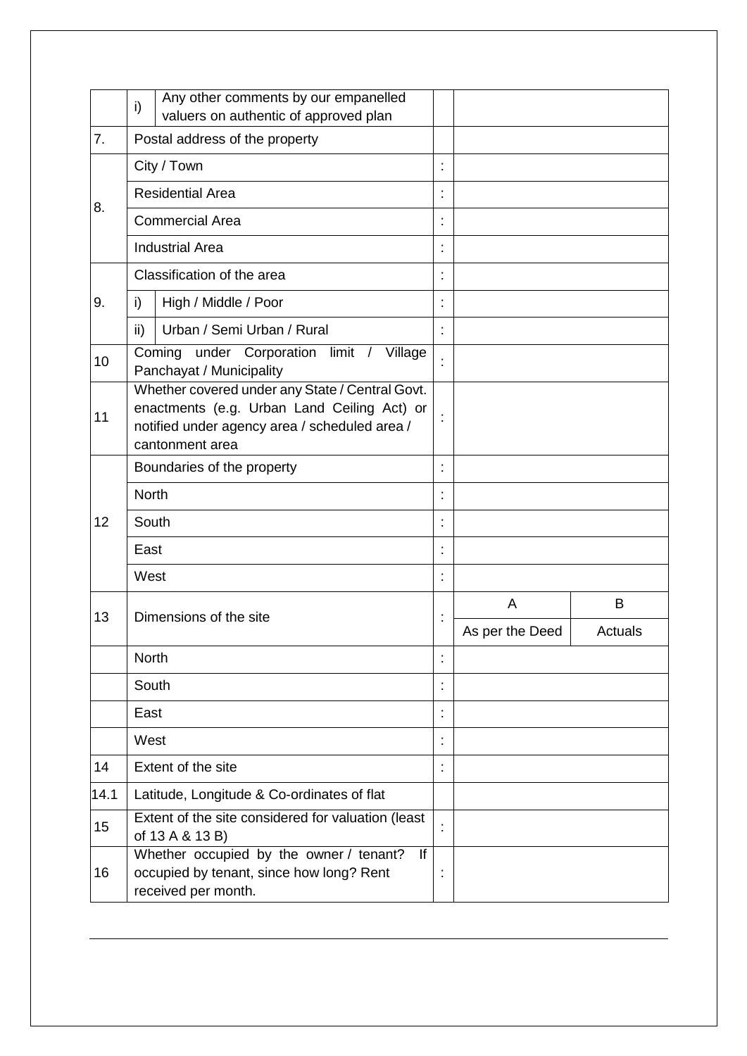| | | | | | |
|---|---|---|---|---|---|
| | i) | Any other comments by our empanelled valuers on authentic of approved plan | | | |
| 7. | Postal address of the property | | | | |
| 8. | City / Town | | : | | |
| | Residential Area | | : | | |
| | Commercial Area | | : | | |
| | Industrial Area | | : | | |
| 9. | Classification of the area | | : | | |
| | i) | High / Middle / Poor | : | | |
| | ii) | Urban / Semi Urban / Rural | : | | |
| 10 | Coming under Corporation limit / Village Panchayat / Municipality | | : | | |
| 11 | Whether covered under any State / Central Govt. enactments (e.g. Urban Land Ceiling Act) or notified under agency area / scheduled area / cantonment area | | : | | |
| 12 | Boundaries of the property | | : | | |
| | North | | : | | |
| | South | | : | | |
| | East | | : | | |
| | West | | : | | |
| 13 | Dimensions of the site | | : | A | B |
| | | | | As per the Deed | Actuals |
| | North | | : | | |
| | South | | : | | |
| | East | | : | | |
| | West | | : | | |
| 14 | Extent of the site | | : | | |
| 14.1 | Latitude, Longitude & Co-ordinates of flat | | | | |
| 15 | Extent of the site considered for valuation (least of 13 A & 13 B) | | : | | |
| 16 | Whether occupied by the owner / tenant? If occupied by tenant, since how long? Rent received per month. | | : | | |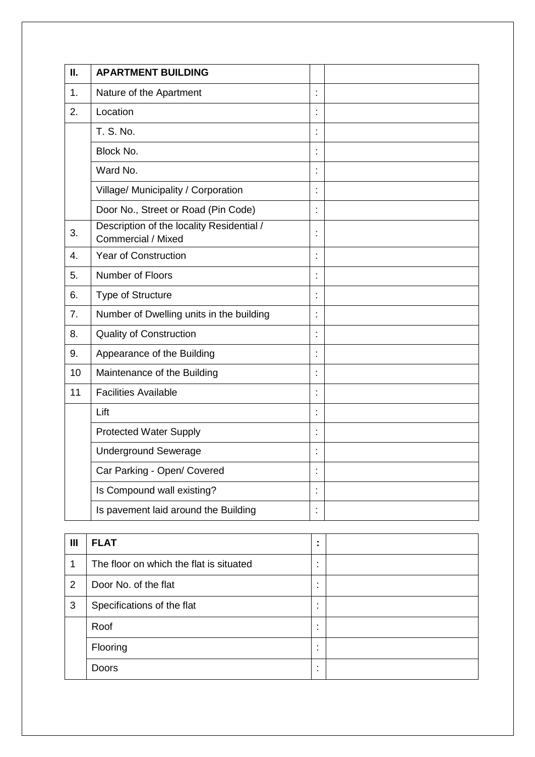| II. | APARTMENT BUILDING | | |
|---|---|---|---|
| 1. | Nature of the Apartment | : | |
| 2. | Location | : | |
| | T. S. No. | : | |
| | Block No. | : | |
| | Ward No. | : | |
| | Village/ Municipality / Corporation | : | |
| | Door No., Street or Road (Pin Code) | : | |
| 3. | Description of the locality Residential / Commercial / Mixed | : | |
| 4. | Year of Construction | : | |
| 5. | Number of Floors | : | |
| 6. | Type of Structure | : | |
| 7. | Number of Dwelling units in the building | : | |
| 8. | Quality of Construction | : | |
| 9. | Appearance of the Building | : | |
| 10 | Maintenance of the Building | : | |
| 11 | Facilities Available | : | |
| | Lift | : | |
| | Protected Water Supply | : | |
| | Underground Sewerage | : | |
| | Car Parking - Open/ Covered | : | |
| | Is Compound wall existing? | : | |
| | Is pavement laid around the Building | : | |

| III | FLAT | : | |
|---|---|---|---|
| 1 | The floor on which the flat is situated | : | |
| 2 | Door No. of the flat | : | |
| 3 | Specifications of the flat | : | |
| | Roof | : | |
| | Flooring | : | |
| | Doors | : | |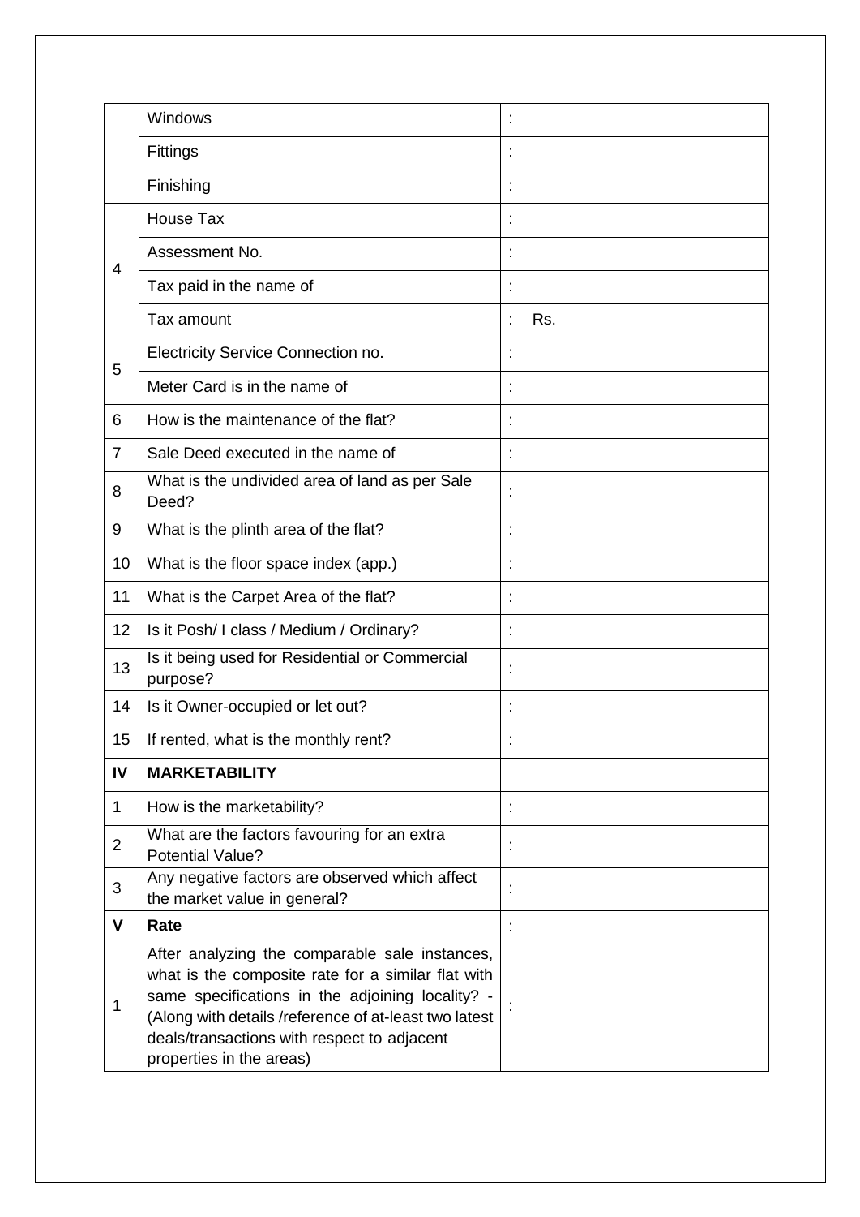| | | | |
|---|---|---|---|
| | Windows | : | |
| | Fittings | : | |
| | Finishing | : | |
| 4 | House Tax | : | |
| | Assessment No. | : | |
| | Tax paid in the name of | : | |
| | Tax amount | : | Rs. |
| 5 | Electricity Service Connection no. | : | |
| | Meter Card is in the name of | : | |
| 6 | How is the maintenance of the flat? | : | |
| 7 | Sale Deed executed in the name of | : | |
| 8 | What is the undivided area of land as per Sale Deed? | : | |
| 9 | What is the plinth area of the flat? | : | |
| 10 | What is the floor space index (app.) | : | |
| 11 | What is the Carpet Area of the flat? | : | |
| 12 | Is it Posh/ I class / Medium / Ordinary? | : | |
| 13 | Is it being used for Residential or Commercial purpose? | : | |
| 14 | Is it Owner-occupied or let out? | : | |
| 15 | If rented, what is the monthly rent? | : | |
| **IV** | **MARKETABILITY** | | |
| 1 | How is the marketability? | : | |
| 2 | What are the factors favouring for an extra Potential Value? | : | |
| 3 | Any negative factors are observed which affect the market value in general? | : | |
| **V** | **Rate** | : | |
| 1 | After analyzing the comparable sale instances, what is the composite rate for a similar flat with same specifications in the adjoining locality? - (Along with details /reference of at-least two latest deals/transactions with respect to adjacent properties in the areas) | : | |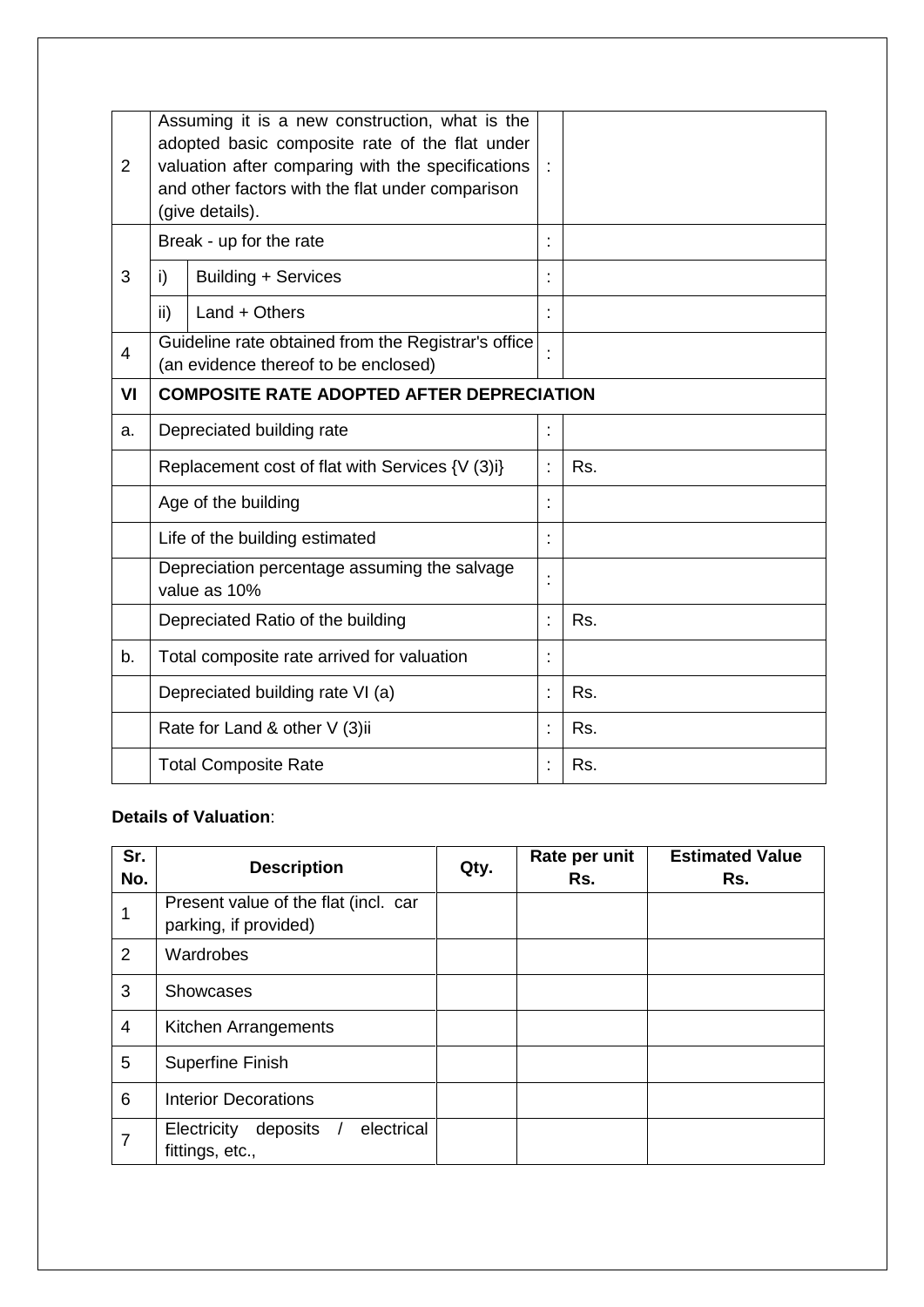| 2 | Assuming it is a new construction, what is the adopted basic composite rate of the flat under valuation after comparing with the specifications and other factors with the flat under comparison (give details). | | : | |
|---|---|---|---|---|
| 3 | Break - up for the rate | | : | |
| | i) | Building + Services | : | |
| | ii) | Land + Others | : | |
| 4 | Guideline rate obtained from the Registrar's office (an evidence thereof to be enclosed) | | : | |
| **VI** | **COMPOSITE RATE ADOPTED AFTER DEPRECIATION** | | | |
| a. | Depreciated building rate | | : | |
| | Replacement cost of flat with Services {V (3)i} | | : | Rs. |
| | Age of the building | | : | |
| | Life of the building estimated | | : | |
| | Depreciation percentage assuming the salvage value as 10% | | : | |
| | Depreciated Ratio of the building | | : | Rs. |
| b. | Total composite rate arrived for valuation | | : | |
| | Depreciated building rate VI (a) | | : | Rs. |
| | Rate for Land & other V (3)ii | | : | Rs. |
| | Total Composite Rate | | : | Rs. |

**Details of Valuation**:

| Sr. No. | Description | Qty. | Rate per unit Rs. | Estimated Value Rs. |
|---|---|---|---|---|
| 1 | Present value of the flat (incl. car parking, if provided) | | | |
| 2 | Wardrobes | | | |
| 3 | Showcases | | | |
| 4 | Kitchen Arrangements | | | |
| 5 | Superfine Finish | | | |
| 6 | Interior Decorations | | | |
| 7 | Electricity deposits / electrical fittings, etc., | | | |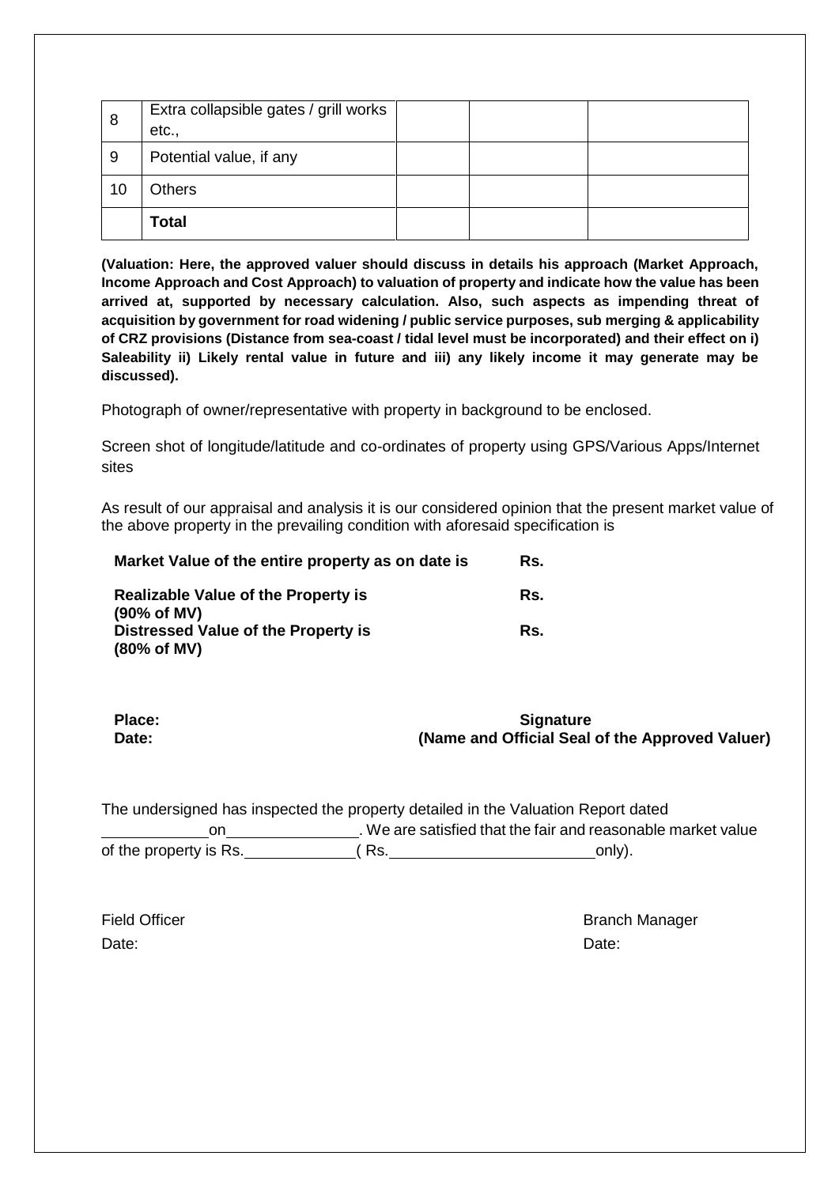| | | | | |
|---|---|---|---|---|
| 8 | Extra collapsible gates / grill works etc., | | | |
| 9 | Potential value, if any | | | |
| 10 | Others | | | |
| | **Total** | | | |

**(Valuation: Here, the approved valuer should discuss in details his approach (Market Approach, Income Approach and Cost Approach) to valuation of property and indicate how the value has been arrived at, supported by necessary calculation. Also, such aspects as impending threat of acquisition by government for road widening / public service purposes, sub merging & applicability of CRZ provisions (Distance from sea-coast / tidal level must be incorporated) and their effect on i) Saleability ii) Likely rental value in future and iii) any likely income it may generate may be discussed).**

Photograph of owner/representative with property in background to be enclosed.

Screen shot of longitude/latitude and co-ordinates of property using GPS/Various Apps/Internet sites

As result of our appraisal and analysis it is our considered opinion that the present market value of the above property in the prevailing condition with aforesaid specification is

| | |
|---|---|
| **Market Value of the entire property as on date is** | **Rs.** |
| **Realizable Value of the Property is (90% of MV)** | **Rs.** |
| **Distressed Value of the Property is (80% of MV)** | **Rs.** |

**Place:** **Signature**

**Date:** **(Name and Official Seal of the Approved Valuer)**

The undersigned has inspected the property detailed in the Valuation Report dated ____________ on ______________. We are satisfied that the fair and reasonable market value of the property is Rs.____________( Rs.________________________only).

Field Officer

Date:

Branch Manager

Date: